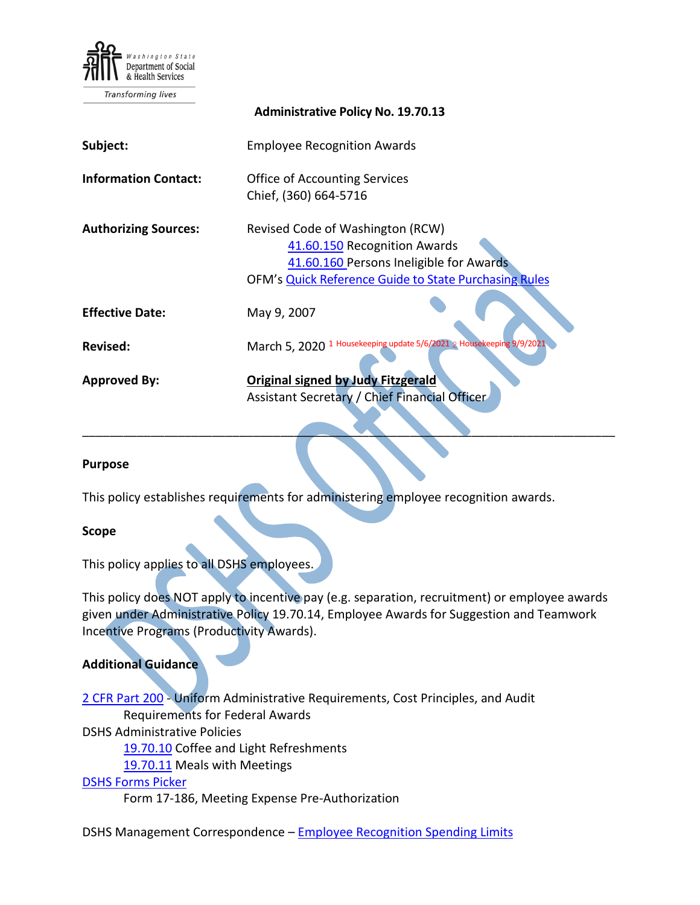Washington State Department of Social & Health Services

Transforming lives

**Administrative Policy No. 19.70.13**

| | |
|---|---|
| **Subject:** | Employee Recognition Awards |
| **Information Contact:** | Office of Accounting Services<br>Chief, (360) 664-5716 |
| **Authorizing Sources:** | Revised Code of Washington (RCW)<br>41.60.150 Recognition Awards<br>41.60.160 Persons Ineligible for Awards<br>OFM's Quick Reference Guide to State Purchasing Rules |
| **Effective Date:** | May 9, 2007 |
| **Revised:** | March 5, 2020 [1] Housekeeping update 5/6/2021 [2] Housekeeping 9/9/2021 |
| **Approved By:** | **Original signed by Judy Fitzgerald**<br>Assistant Secretary / Chief Financial Officer |

---

### Purpose

This policy establishes requirements for administering employee recognition awards.

### Scope

This policy applies to all DSHS employees.

This policy does NOT apply to incentive pay (e.g. separation, recruitment) or employee awards given under Administrative Policy 19.70.14, Employee Awards for Suggestion and Teamwork Incentive Programs (Productivity Awards).

### Additional Guidance

2 CFR Part 200 - Uniform Administrative Requirements, Cost Principles, and Audit Requirements for Federal Awards

DSHS Administrative Policies

- 19.70.10 Coffee and Light Refreshments
- 19.70.11 Meals with Meetings

DSHS Forms Picker

- Form 17-186, Meeting Expense Pre-Authorization

DSHS Management Correspondence – Employee Recognition Spending Limits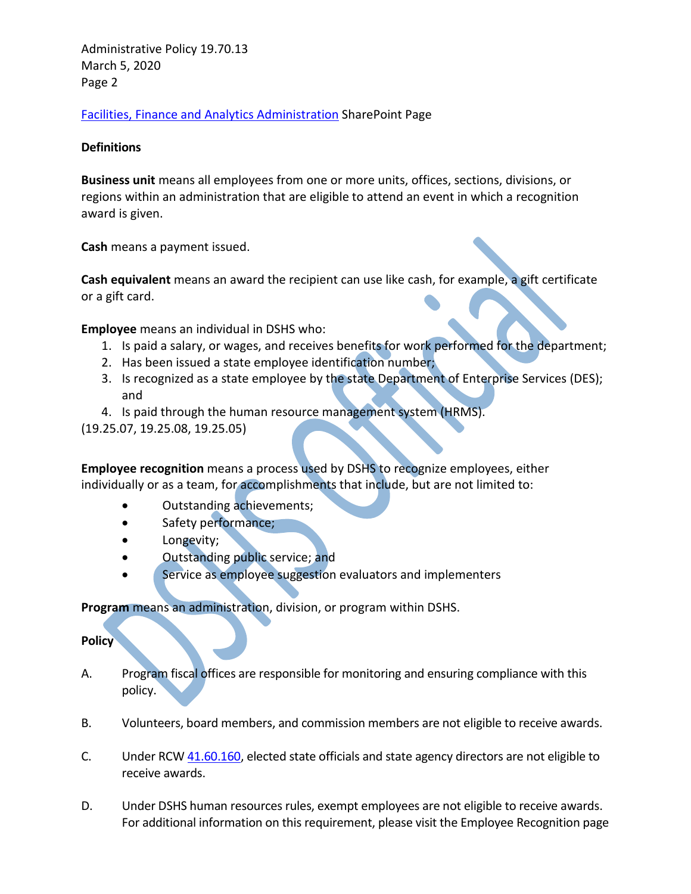[Facilities, Finance and Analytics Administration](#) SharePoint Page

**Definitions**

**Business unit** means all employees from one or more units, offices, sections, divisions, or regions within an administration that are eligible to attend an event in which a recognition award is given.

**Cash** means a payment issued.

**Cash equivalent** means an award the recipient can use like cash, for example, a gift certificate or a gift card.

**Employee** means an individual in DSHS who:

1. Is paid a salary, or wages, and receives benefits for work performed for the department;
2. Has been issued a state employee identification number;
3. Is recognized as a state employee by the state Department of Enterprise Services (DES); and
4. Is paid through the human resource management system (HRMS).

(19.25.07, 19.25.08, 19.25.05)

**Employee recognition** means a process used by DSHS to recognize employees, either individually or as a team, for accomplishments that include, but are not limited to:

- Outstanding achievements;
- Safety performance;
- Longevity;
- Outstanding public service; and
- Service as employee suggestion evaluators and implementers

**Program** means an administration, division, or program within DSHS.

**Policy**

A. Program fiscal offices are responsible for monitoring and ensuring compliance with this policy.

B. Volunteers, board members, and commission members are not eligible to receive awards.

C. Under RCW [41.60.160](#), elected state officials and state agency directors are not eligible to receive awards.

D. Under DSHS human resources rules, exempt employees are not eligible to receive awards. For additional information on this requirement, please visit the Employee Recognition page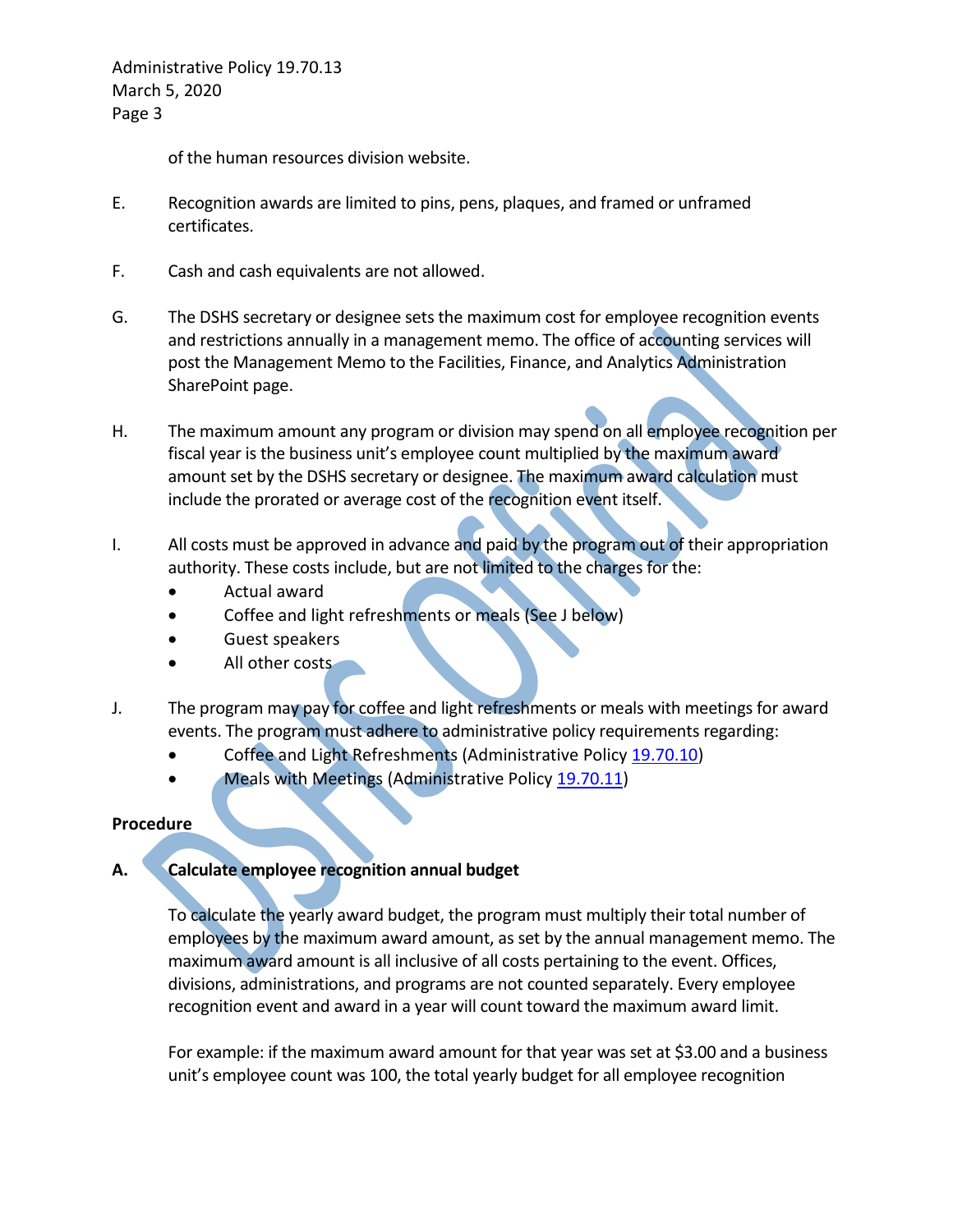of the human resources division website.

E. Recognition awards are limited to pins, pens, plaques, and framed or unframed certificates.

F. Cash and cash equivalents are not allowed.

G. The DSHS secretary or designee sets the maximum cost for employee recognition events and restrictions annually in a management memo. The office of accounting services will post the Management Memo to the Facilities, Finance, and Analytics Administration SharePoint page.

H. The maximum amount any program or division may spend on all employee recognition per fiscal year is the business unit's employee count multiplied by the maximum award amount set by the DSHS secretary or designee. The maximum award calculation must include the prorated or average cost of the recognition event itself.

I. All costs must be approved in advance and paid by the program out of their appropriation authority. These costs include, but are not limited to the charges for the:
- Actual award
- Coffee and light refreshments or meals (See J below)
- Guest speakers
- All other costs

J. The program may pay for coffee and light refreshments or meals with meetings for award events. The program must adhere to administrative policy requirements regarding:
- Coffee and Light Refreshments (Administrative Policy 19.70.10)
- Meals with Meetings (Administrative Policy 19.70.11)

**Procedure**

**A. Calculate employee recognition annual budget**

To calculate the yearly award budget, the program must multiply their total number of employees by the maximum award amount, as set by the annual management memo. The maximum award amount is all inclusive of all costs pertaining to the event. Offices, divisions, administrations, and programs are not counted separately. Every employee recognition event and award in a year will count toward the maximum award limit.

For example: if the maximum award amount for that year was set at $3.00 and a business unit's employee count was 100, the total yearly budget for all employee recognition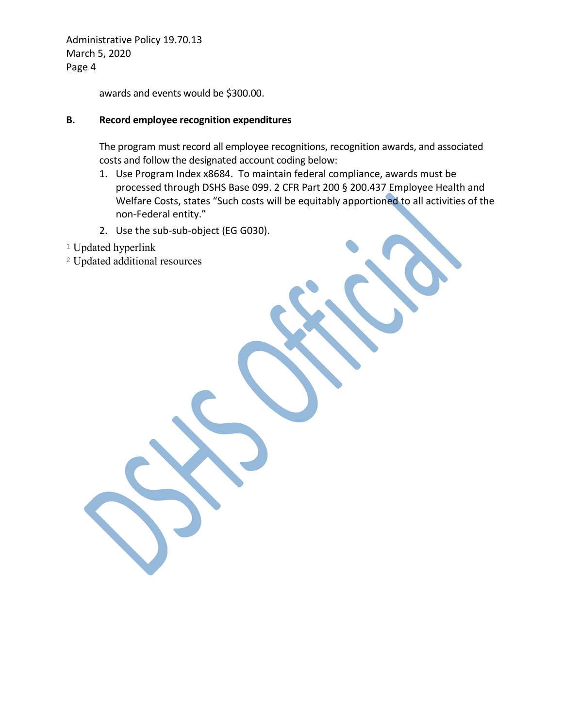awards and events would be $300.00.

**B. Record employee recognition expenditures**

The program must record all employee recognitions, recognition awards, and associated costs and follow the designated account coding below:

1. Use Program Index x8684. To maintain federal compliance, awards must be processed through DSHS Base 099. 2 CFR Part 200 § 200.437 Employee Health and Welfare Costs, states "Such costs will be equitably apportioned to all activities of the non-Federal entity."
2. Use the sub-sub-object (EG G030).

[1] Updated hyperlink

[2] Updated additional resources